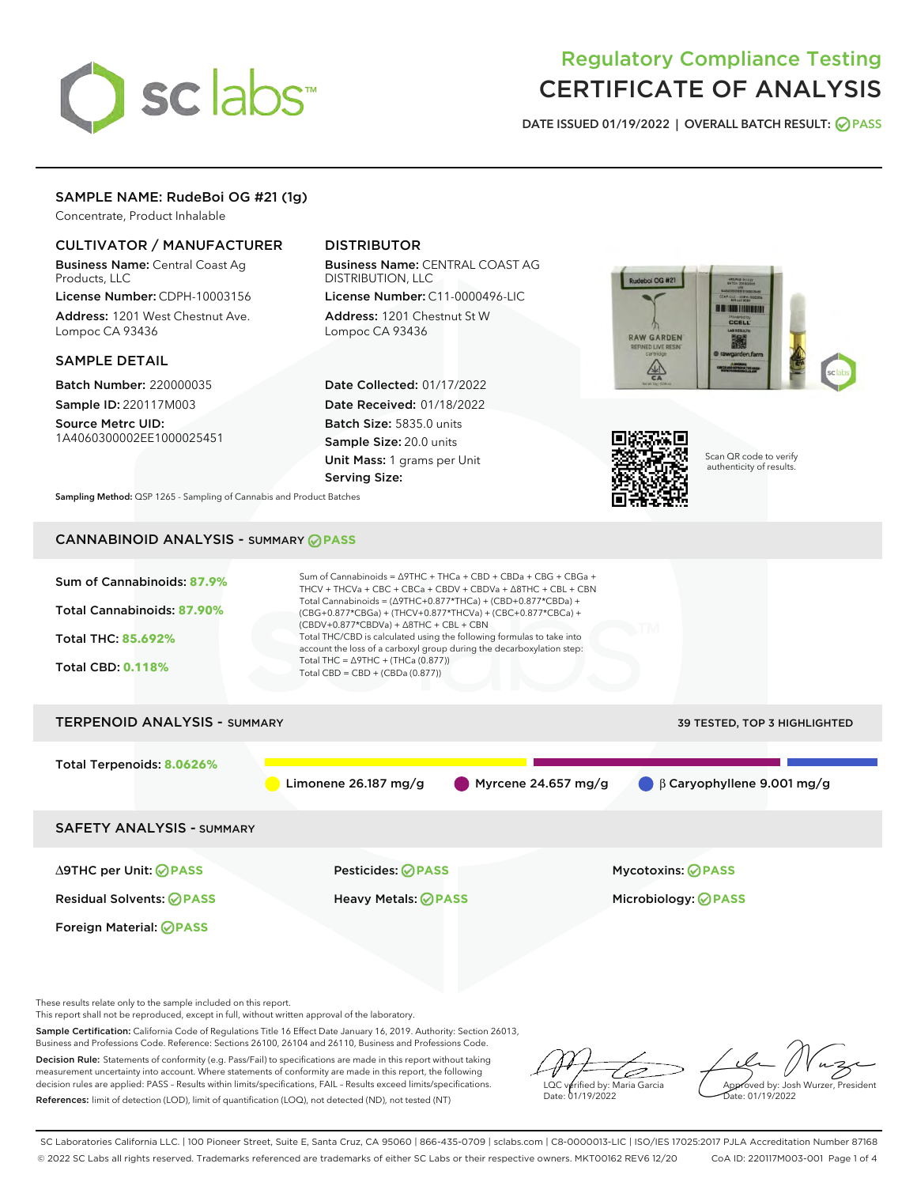# Regulatory Compliance Testing
# CERTIFICATE OF ANALYSIS

DATE ISSUED 01/19/2022 | OVERALL BATCH RESULT: PASS

## SAMPLE NAME: RudeBoi OG #21 (1g)

Concentrate, Product Inhalable

### CULTIVATOR / MANUFACTURER

**Business Name:** Central Coast Ag Products, LLC

**License Number:** CDPH-10003156

**Address:** 1201 West Chestnut Ave. Lompoc CA 93436

### DISTRIBUTOR

**Business Name:** CENTRAL COAST AG DISTRIBUTION, LLC

**License Number:** C11-0000496-LIC

**Address:** 1201 Chestnut St W Lompoc CA 93436

### SAMPLE DETAIL

**Batch Number:** 220000035

**Sample ID:** 220117M003

**Source Metrc UID:** 1A4060300002EE1000025451

**Date Collected:** 01/17/2022

**Date Received:** 01/18/2022

**Batch Size:** 5835.0 units

**Sample Size:** 20.0 units

**Unit Mass:** 1 grams per Unit

**Serving Size:**

Scan QR code to verify authenticity of results.

**Sampling Method:** QSP 1265 - Sampling of Cannabis and Product Batches

## CANNABINOID ANALYSIS - SUMMARY PASS

**Sum of Cannabinoids:** 87.9%

**Total Cannabinoids:** 87.90%

**Total THC:** 85.692%

**Total CBD:** 0.118%

Sum of Cannabinoids = Δ9THC + THCa + CBD + CBDa + CBG + CBGa + THCV + THCVa + CBC + CBCa + CBDV + CBDVa + Δ8THC + CBL + CBN

Total Cannabinoids = (Δ9THC+0.877*THCa) + (CBD+0.877*CBDa) + (CBG+0.877*CBGa) + (THCV+0.877*THCVa) + (CBC+0.877*CBCa) + (CBDV+0.877*CBDVa) + Δ8THC + CBL + CBN

Total THC/CBD is calculated using the following formulas to take into account the loss of a carboxyl group during the decarboxylation step:

Total THC = Δ9THC + (THCa (0.877))

Total CBD = CBD + (CBDa (0.877))

## TERPENOID ANALYSIS - SUMMARY

39 TESTED, TOP 3 HIGHLIGHTED

**Total Terpenoids:** 8.0626%

Limonene 26.187 mg/g | Myrcene 24.657 mg/g | β Caryophyllene 9.001 mg/g

## SAFETY ANALYSIS - SUMMARY

| | | |
|---|---|---|
| Δ9THC per Unit: PASS | Pesticides: PASS | Mycotoxins: PASS |
| Residual Solvents: PASS | Heavy Metals: PASS | Microbiology: PASS |
| Foreign Material: PASS | | |

These results relate only to the sample included on this report.
This report shall not be reproduced, except in full, without written approval of the laboratory.

**Sample Certification:** California Code of Regulations Title 16 Effect Date January 16, 2019. Authority: Section 26013, Business and Professions Code. Reference: Sections 26100, 26104 and 26110, Business and Professions Code.

**Decision Rule:** Statements of conformity (e.g. Pass/Fail) to specifications are made in this report without taking measurement uncertainty into account. Where statements of conformity are made in this report, the following decision rules are applied: PASS – Results within limits/specifications, FAIL – Results exceed limits/specifications.

**References:** limit of detection (LOD), limit of quantification (LOQ), not detected (ND), not tested (NT)

LQC verified by: Maria Garcia
Date: 01/19/2022

Approved by: Josh Wurzer, President
Date: 01/19/2022

SC Laboratories California LLC. | 100 Pioneer Street, Suite E, Santa Cruz, CA 95060 | 866-435-0709 | sclabs.com | C8-0000013-LIC | ISO/IES 17025:2017 PJLA Accreditation Number 87168
© 2022 SC Labs all rights reserved. Trademarks referenced are trademarks of either SC Labs or their respective owners. MKT00162 REV6 12/20 CoA ID: 220117M003-001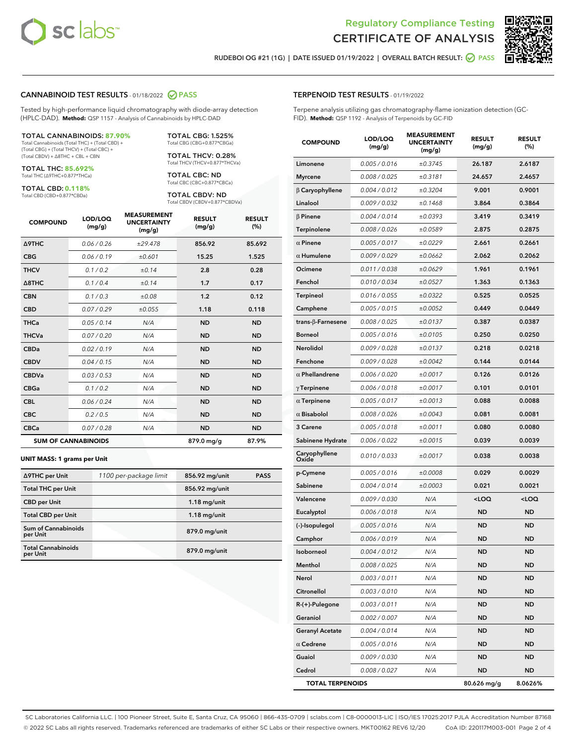Regulatory Compliance Testing

# CERTIFICATE OF ANALYSIS

RUDEBOI OG #21 (1G) | DATE ISSUED 01/19/2022 | OVERALL BATCH RESULT: PASS

## CANNABINOID TEST RESULTS - 01/18/2022 PASS

Tested by high-performance liquid chromatography with diode-array detection (HPLC-DAD). **Method:** QSP 1157 - Analysis of Cannabinoids by HPLC-DAD

**TOTAL CANNABINOIDS: 87.90%**
Total Cannabinoids (Total THC) + (Total CBD) + (Total CBG) + (Total THCV) + (Total CBC) + (Total CBDV) + Δ8THC + CBL + CBN

**TOTAL THC: 85.692%**
Total THC (Δ9THC+0.877*THCa)

**TOTAL CBD: 0.118%**
Total CBD (CBD+0.877*CBDa)

**TOTAL CBG: 1.525%**
Total CBG (CBG+0.877*CBGa)

**TOTAL THCV: 0.28%**
Total THCV (THCV+0.877*THCVa)

**TOTAL CBC: ND**
Total CBC (CBC+0.877*CBCa)

**TOTAL CBDV: ND**
Total CBDV (CBDV+0.877*CBDVa)

| COMPOUND | LOD/LOQ (mg/g) | MEASUREMENT UNCERTAINTY (mg/g) | RESULT (mg/g) | RESULT (%) |
|---|---|---|---|---|
| Δ9THC | 0.06 / 0.26 | ±29.478 | 856.92 | 85.692 |
| CBG | 0.06 / 0.19 | ±0.601 | 15.25 | 1.525 |
| THCV | 0.1 / 0.2 | ±0.14 | 2.8 | 0.28 |
| Δ8THC | 0.1 / 0.4 | ±0.14 | 1.7 | 0.17 |
| CBN | 0.1 / 0.3 | ±0.08 | 1.2 | 0.12 |
| CBD | 0.07 / 0.29 | ±0.055 | 1.18 | 0.118 |
| THCa | 0.05 / 0.14 | N/A | ND | ND |
| THCVa | 0.07 / 0.20 | N/A | ND | ND |
| CBDa | 0.02 / 0.19 | N/A | ND | ND |
| CBDV | 0.04 / 0.15 | N/A | ND | ND |
| CBDVa | 0.03 / 0.53 | N/A | ND | ND |
| CBGa | 0.1 / 0.2 | N/A | ND | ND |
| CBL | 0.06 / 0.24 | N/A | ND | ND |
| CBC | 0.2 / 0.5 | N/A | ND | ND |
| CBCa | 0.07 / 0.28 | N/A | ND | ND |
| **SUM OF CANNABINOIDS** | | | 879.0 mg/g | 87.9% |

**UNIT MASS: 1 grams per Unit**

| | | | |
|---|---|---|---|
| Δ9THC per Unit | 1100 per-package limit | 856.92 mg/unit | PASS |
| Total THC per Unit | | 856.92 mg/unit | |
| CBD per Unit | | 1.18 mg/unit | |
| Total CBD per Unit | | 1.18 mg/unit | |
| Sum of Cannabinoids per Unit | | 879.0 mg/unit | |
| Total Cannabinoids per Unit | | 879.0 mg/unit | |

## TERPENOID TEST RESULTS - 01/19/2022

Terpene analysis utilizing gas chromatography-flame ionization detection (GC-FID). **Method:** QSP 1192 - Analysis of Terpenoids by GC-FID

| COMPOUND | LOD/LOQ (mg/g) | MEASUREMENT UNCERTAINTY (mg/g) | RESULT (mg/g) | RESULT (%) |
|---|---|---|---|---|
| Limonene | 0.005 / 0.016 | ±0.3745 | 26.187 | 2.6187 |
| Myrcene | 0.008 / 0.025 | ±0.3181 | 24.657 | 2.4657 |
| β Caryophyllene | 0.004 / 0.012 | ±0.3204 | 9.001 | 0.9001 |
| Linalool | 0.009 / 0.032 | ±0.1468 | 3.864 | 0.3864 |
| β Pinene | 0.004 / 0.014 | ±0.0393 | 3.419 | 0.3419 |
| Terpinolene | 0.008 / 0.026 | ±0.0589 | 2.875 | 0.2875 |
| α Pinene | 0.005 / 0.017 | ±0.0229 | 2.661 | 0.2661 |
| α Humulene | 0.009 / 0.029 | ±0.0662 | 2.062 | 0.2062 |
| Ocimene | 0.011 / 0.038 | ±0.0629 | 1.961 | 0.1961 |
| Fenchol | 0.010 / 0.034 | ±0.0527 | 1.363 | 0.1363 |
| Terpineol | 0.016 / 0.055 | ±0.0322 | 0.525 | 0.0525 |
| Camphene | 0.005 / 0.015 | ±0.0052 | 0.449 | 0.0449 |
| trans-β-Farnesene | 0.008 / 0.025 | ±0.0137 | 0.387 | 0.0387 |
| Borneol | 0.005 / 0.016 | ±0.0105 | 0.250 | 0.0250 |
| Nerolidol | 0.009 / 0.028 | ±0.0137 | 0.218 | 0.0218 |
| Fenchone | 0.009 / 0.028 | ±0.0042 | 0.144 | 0.0144 |
| α Phellandrene | 0.006 / 0.020 | ±0.0017 | 0.126 | 0.0126 |
| γ Terpinene | 0.006 / 0.018 | ±0.0017 | 0.101 | 0.0101 |
| α Terpinene | 0.005 / 0.017 | ±0.0013 | 0.088 | 0.0088 |
| α Bisabolol | 0.008 / 0.026 | ±0.0043 | 0.081 | 0.0081 |
| 3 Carene | 0.005 / 0.018 | ±0.0011 | 0.080 | 0.0080 |
| Sabinene Hydrate | 0.006 / 0.022 | ±0.0015 | 0.039 | 0.0039 |
| Caryophyllene Oxide | 0.010 / 0.033 | ±0.0017 | 0.038 | 0.0038 |
| p-Cymene | 0.005 / 0.016 | ±0.0008 | 0.029 | 0.0029 |
| Sabinene | 0.004 / 0.014 | ±0.0003 | 0.021 | 0.0021 |
| Valencene | 0.009 / 0.030 | N/A | <LOQ | <LOQ |
| Eucalyptol | 0.006 / 0.018 | N/A | ND | ND |
| (-)-Isopulegol | 0.005 / 0.016 | N/A | ND | ND |
| Camphor | 0.006 / 0.019 | N/A | ND | ND |
| Isoborneol | 0.004 / 0.012 | N/A | ND | ND |
| Menthol | 0.008 / 0.025 | N/A | ND | ND |
| Nerol | 0.003 / 0.011 | N/A | ND | ND |
| Citronellol | 0.003 / 0.010 | N/A | ND | ND |
| R-(+)-Pulegone | 0.003 / 0.011 | N/A | ND | ND |
| Geraniol | 0.002 / 0.007 | N/A | ND | ND |
| Geranyl Acetate | 0.004 / 0.014 | N/A | ND | ND |
| α Cedrene | 0.005 / 0.016 | N/A | ND | ND |
| Guaiol | 0.009 / 0.030 | N/A | ND | ND |
| Cedrol | 0.008 / 0.027 | N/A | ND | ND |
| **TOTAL TERPENOIDS** | | | 80.626 mg/g | 8.0626% |

SC Laboratories California LLC. | 100 Pioneer Street, Suite E, Santa Cruz, CA 95060 | 866-435-0709 | sclabs.com | C8-0000013-LIC | ISO/IES 17025:2017 PJLA Accreditation Number 87168
© 2022 SC Labs all rights reserved. Trademarks referenced are trademarks of either SC Labs or their respective owners. MKT00162 REV6 12/20 CoA ID: 220117M003-001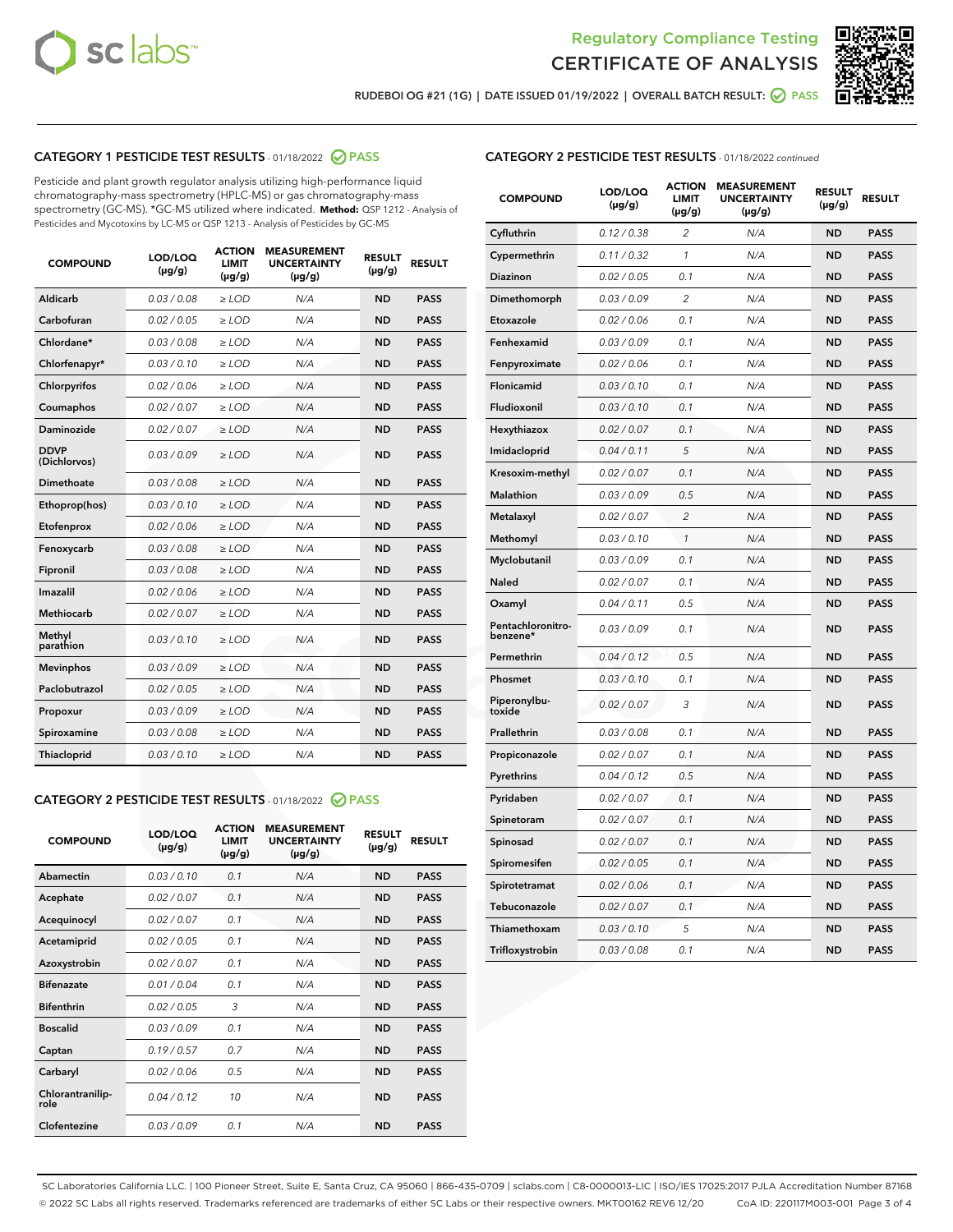# Regulatory Compliance Testing
# CERTIFICATE OF ANALYSIS

RUDEBOI OG #21 (1G) | DATE ISSUED 01/19/2022 | OVERALL BATCH RESULT: PASS

## CATEGORY 1 PESTICIDE TEST RESULTS - 01/18/2022 PASS

Pesticide and plant growth regulator analysis utilizing high-performance liquid chromatography-mass spectrometry (HPLC-MS) or gas chromatography-mass spectrometry (GC-MS). *GC-MS utilized where indicated. **Method:** QSP 1212 - Analysis of Pesticides and Mycotoxins by LC-MS or QSP 1213 - Analysis of Pesticides by GC-MS

| COMPOUND | LOD/LOQ (µg/g) | ACTION LIMIT (µg/g) | MEASUREMENT UNCERTAINTY (µg/g) | RESULT (µg/g) | RESULT |
|---|---|---|---|---|---|
| Aldicarb | 0.03 / 0.08 | ≥ LOD | N/A | ND | PASS |
| Carbofuran | 0.02 / 0.05 | ≥ LOD | N/A | ND | PASS |
| Chlordane* | 0.03 / 0.08 | ≥ LOD | N/A | ND | PASS |
| Chlorfenapyr* | 0.03 / 0.10 | ≥ LOD | N/A | ND | PASS |
| Chlorpyrifos | 0.02 / 0.06 | ≥ LOD | N/A | ND | PASS |
| Coumaphos | 0.02 / 0.07 | ≥ LOD | N/A | ND | PASS |
| Daminozide | 0.02 / 0.07 | ≥ LOD | N/A | ND | PASS |
| DDVP (Dichlorvos) | 0.03 / 0.09 | ≥ LOD | N/A | ND | PASS |
| Dimethoate | 0.03 / 0.08 | ≥ LOD | N/A | ND | PASS |
| Ethoprop(hos) | 0.03 / 0.10 | ≥ LOD | N/A | ND | PASS |
| Etofenprox | 0.02 / 0.06 | ≥ LOD | N/A | ND | PASS |
| Fenoxycarb | 0.03 / 0.08 | ≥ LOD | N/A | ND | PASS |
| Fipronil | 0.03 / 0.08 | ≥ LOD | N/A | ND | PASS |
| Imazalil | 0.02 / 0.06 | ≥ LOD | N/A | ND | PASS |
| Methiocarb | 0.02 / 0.07 | ≥ LOD | N/A | ND | PASS |
| Methyl parathion | 0.03 / 0.10 | ≥ LOD | N/A | ND | PASS |
| Mevinphos | 0.03 / 0.09 | ≥ LOD | N/A | ND | PASS |
| Paclobutrazol | 0.02 / 0.05 | ≥ LOD | N/A | ND | PASS |
| Propoxur | 0.03 / 0.09 | ≥ LOD | N/A | ND | PASS |
| Spiroxamine | 0.03 / 0.08 | ≥ LOD | N/A | ND | PASS |
| Thiacloprid | 0.03 / 0.10 | ≥ LOD | N/A | ND | PASS |

## CATEGORY 2 PESTICIDE TEST RESULTS - 01/18/2022 PASS

| COMPOUND | LOD/LOQ (µg/g) | ACTION LIMIT (µg/g) | MEASUREMENT UNCERTAINTY (µg/g) | RESULT (µg/g) | RESULT |
|---|---|---|---|---|---|
| Abamectin | 0.03 / 0.10 | 0.1 | N/A | ND | PASS |
| Acephate | 0.02 / 0.07 | 0.1 | N/A | ND | PASS |
| Acequinocyl | 0.02 / 0.07 | 0.1 | N/A | ND | PASS |
| Acetamiprid | 0.02 / 0.05 | 0.1 | N/A | ND | PASS |
| Azoxystrobin | 0.02 / 0.07 | 0.1 | N/A | ND | PASS |
| Bifenazate | 0.01 / 0.04 | 0.1 | N/A | ND | PASS |
| Bifenthrin | 0.02 / 0.05 | 3 | N/A | ND | PASS |
| Boscalid | 0.03 / 0.09 | 0.1 | N/A | ND | PASS |
| Captan | 0.19 / 0.57 | 0.7 | N/A | ND | PASS |
| Carbaryl | 0.02 / 0.06 | 0.5 | N/A | ND | PASS |
| Chlorantraniliprole | 0.04 / 0.12 | 10 | N/A | ND | PASS |
| Clofentezine | 0.03 / 0.09 | 0.1 | N/A | ND | PASS |
| Cyfluthrin | 0.12 / 0.38 | 2 | N/A | ND | PASS |
| Cypermethrin | 0.11 / 0.32 | 1 | N/A | ND | PASS |
| Diazinon | 0.02 / 0.05 | 0.1 | N/A | ND | PASS |
| Dimethomorph | 0.03 / 0.09 | 2 | N/A | ND | PASS |
| Etoxazole | 0.02 / 0.06 | 0.1 | N/A | ND | PASS |
| Fenhexamid | 0.03 / 0.09 | 0.1 | N/A | ND | PASS |
| Fenpyroximate | 0.02 / 0.06 | 0.1 | N/A | ND | PASS |
| Flonicamid | 0.03 / 0.10 | 0.1 | N/A | ND | PASS |
| Fludioxonil | 0.03 / 0.10 | 0.1 | N/A | ND | PASS |
| Hexythiazox | 0.02 / 0.07 | 0.1 | N/A | ND | PASS |
| Imidacloprid | 0.04 / 0.11 | 5 | N/A | ND | PASS |
| Kresoxim-methyl | 0.02 / 0.07 | 0.1 | N/A | ND | PASS |
| Malathion | 0.03 / 0.09 | 0.5 | N/A | ND | PASS |
| Metalaxyl | 0.02 / 0.07 | 2 | N/A | ND | PASS |
| Methomyl | 0.03 / 0.10 | 1 | N/A | ND | PASS |
| Myclobutanil | 0.03 / 0.09 | 0.1 | N/A | ND | PASS |
| Naled | 0.02 / 0.07 | 0.1 | N/A | ND | PASS |
| Oxamyl | 0.04 / 0.11 | 0.5 | N/A | ND | PASS |
| Pentachloronitrobenzene* | 0.03 / 0.09 | 0.1 | N/A | ND | PASS |
| Permethrin | 0.04 / 0.12 | 0.5 | N/A | ND | PASS |
| Phosmet | 0.03 / 0.10 | 0.1 | N/A | ND | PASS |
| Piperonylbutoxide | 0.02 / 0.07 | 3 | N/A | ND | PASS |
| Prallethrin | 0.03 / 0.08 | 0.1 | N/A | ND | PASS |
| Propiconazole | 0.02 / 0.07 | 0.1 | N/A | ND | PASS |
| Pyrethrins | 0.04 / 0.12 | 0.5 | N/A | ND | PASS |
| Pyridaben | 0.02 / 0.07 | 0.1 | N/A | ND | PASS |
| Spinetoram | 0.02 / 0.07 | 0.1 | N/A | ND | PASS |
| Spinosad | 0.02 / 0.07 | 0.1 | N/A | ND | PASS |
| Spiromesifen | 0.02 / 0.05 | 0.1 | N/A | ND | PASS |
| Spirotetramat | 0.02 / 0.06 | 0.1 | N/A | ND | PASS |
| Tebuconazole | 0.02 / 0.07 | 0.1 | N/A | ND | PASS |
| Thiamethoxam | 0.03 / 0.10 | 5 | N/A | ND | PASS |
| Trifloxystrobin | 0.03 / 0.08 | 0.1 | N/A | ND | PASS |

SC Laboratories California LLC. | 100 Pioneer Street, Suite E, Santa Cruz, CA 95060 | 866-435-0709 | sclabs.com | C8-0000013-LIC | ISO/IES 17025:2017 PJLA Accreditation Number 87168
© 2022 SC Labs all rights reserved. Trademarks referenced are trademarks of either SC Labs or their respective owners. MKT00162 REV6 12/20 CoA ID: 220117M003-001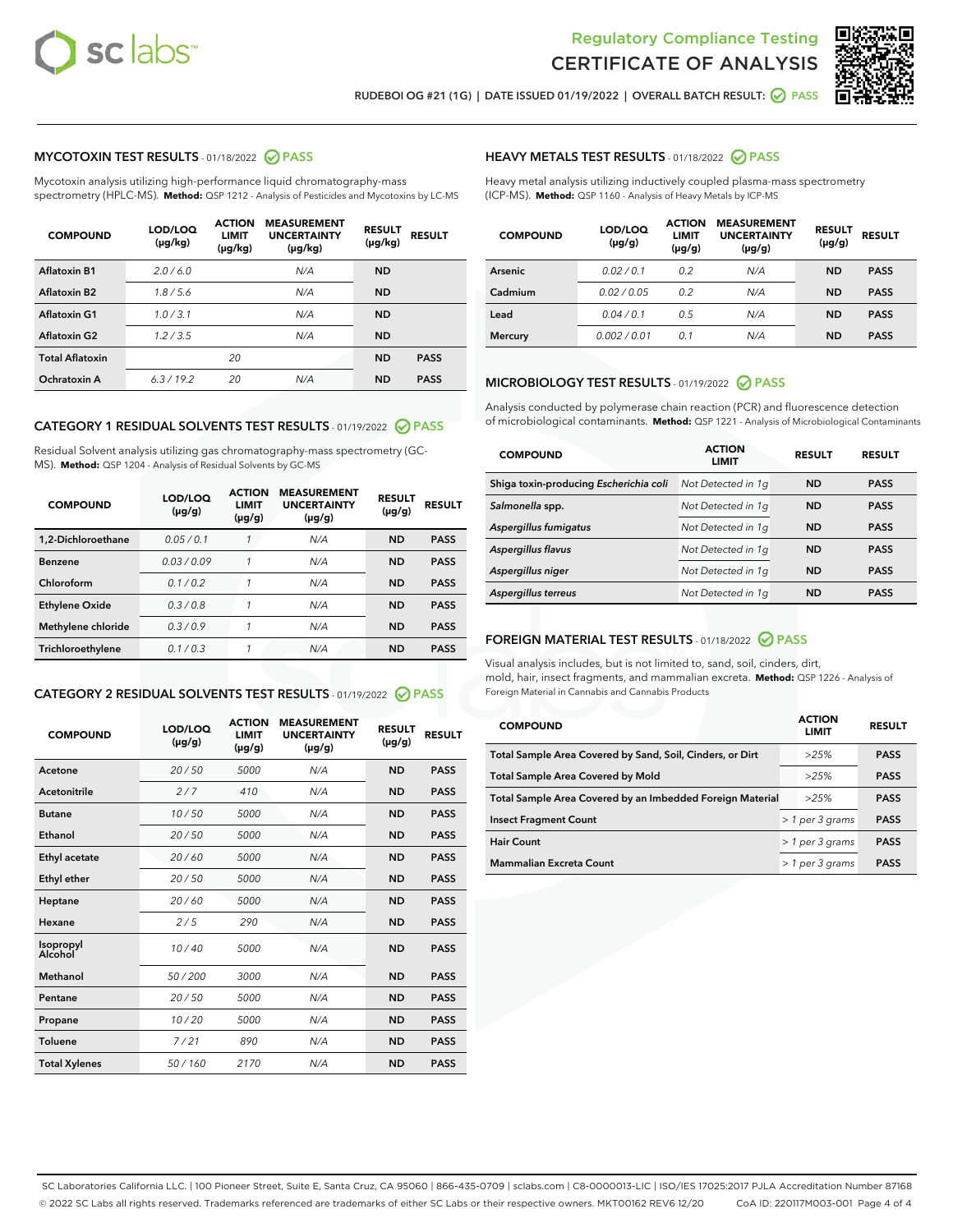Regulatory Compliance Testing
CERTIFICATE OF ANALYSIS

RUDEBOI OG #21 (1G) | DATE ISSUED 01/19/2022 | OVERALL BATCH RESULT: PASS

## MYCOTOXIN TEST RESULTS - 01/18/2022 PASS

Mycotoxin analysis utilizing high-performance liquid chromatography-mass spectrometry (HPLC-MS). **Method:** QSP 1212 - Analysis of Pesticides and Mycotoxins by LC-MS

| COMPOUND | LOD/LOQ (µg/kg) | ACTION LIMIT (µg/kg) | MEASUREMENT UNCERTAINTY (µg/kg) | RESULT (µg/kg) | RESULT |
|---|---|---|---|---|---|
| Aflatoxin B1 | 2.0 / 6.0 | | N/A | ND | |
| Aflatoxin B2 | 1.8 / 5.6 | | N/A | ND | |
| Aflatoxin G1 | 1.0 / 3.1 | | N/A | ND | |
| Aflatoxin G2 | 1.2 / 3.5 | | N/A | ND | |
| Total Aflatoxin | | 20 | | ND | PASS |
| Ochratoxin A | 6.3 / 19.2 | 20 | N/A | ND | PASS |

## CATEGORY 1 RESIDUAL SOLVENTS TEST RESULTS - 01/19/2022 PASS

Residual Solvent analysis utilizing gas chromatography-mass spectrometry (GC-MS). **Method:** QSP 1204 - Analysis of Residual Solvents by GC-MS

| COMPOUND | LOD/LOQ (µg/g) | ACTION LIMIT (µg/g) | MEASUREMENT UNCERTAINTY (µg/g) | RESULT (µg/g) | RESULT |
|---|---|---|---|---|---|
| 1,2-Dichloroethane | 0.05 / 0.1 | 1 | N/A | ND | PASS |
| Benzene | 0.03 / 0.09 | 1 | N/A | ND | PASS |
| Chloroform | 0.1 / 0.2 | 1 | N/A | ND | PASS |
| Ethylene Oxide | 0.3 / 0.8 | 1 | N/A | ND | PASS |
| Methylene chloride | 0.3 / 0.9 | 1 | N/A | ND | PASS |
| Trichloroethylene | 0.1 / 0.3 | 1 | N/A | ND | PASS |

## CATEGORY 2 RESIDUAL SOLVENTS TEST RESULTS - 01/19/2022 PASS

| COMPOUND | LOD/LOQ (µg/g) | ACTION LIMIT (µg/g) | MEASUREMENT UNCERTAINTY (µg/g) | RESULT (µg/g) | RESULT |
|---|---|---|---|---|---|
| Acetone | 20 / 50 | 5000 | N/A | ND | PASS |
| Acetonitrile | 2 / 7 | 410 | N/A | ND | PASS |
| Butane | 10 / 50 | 5000 | N/A | ND | PASS |
| Ethanol | 20 / 50 | 5000 | N/A | ND | PASS |
| Ethyl acetate | 20 / 60 | 5000 | N/A | ND | PASS |
| Ethyl ether | 20 / 50 | 5000 | N/A | ND | PASS |
| Heptane | 20 / 60 | 5000 | N/A | ND | PASS |
| Hexane | 2 / 5 | 290 | N/A | ND | PASS |
| Isopropyl Alcohol | 10 / 40 | 5000 | N/A | ND | PASS |
| Methanol | 50 / 200 | 3000 | N/A | ND | PASS |
| Pentane | 20 / 50 | 5000 | N/A | ND | PASS |
| Propane | 10 / 20 | 5000 | N/A | ND | PASS |
| Toluene | 7 / 21 | 890 | N/A | ND | PASS |
| Total Xylenes | 50 / 160 | 2170 | N/A | ND | PASS |

## HEAVY METALS TEST RESULTS - 01/18/2022 PASS

Heavy metal analysis utilizing inductively coupled plasma-mass spectrometry (ICP-MS). **Method:** QSP 1160 - Analysis of Heavy Metals by ICP-MS

| COMPOUND | LOD/LOQ (µg/g) | ACTION LIMIT (µg/g) | MEASUREMENT UNCERTAINTY (µg/g) | RESULT (µg/g) | RESULT |
|---|---|---|---|---|---|
| Arsenic | 0.02 / 0.1 | 0.2 | N/A | ND | PASS |
| Cadmium | 0.02 / 0.05 | 0.2 | N/A | ND | PASS |
| Lead | 0.04 / 0.1 | 0.5 | N/A | ND | PASS |
| Mercury | 0.002 / 0.01 | 0.1 | N/A | ND | PASS |

## MICROBIOLOGY TEST RESULTS - 01/19/2022 PASS

Analysis conducted by polymerase chain reaction (PCR) and fluorescence detection of microbiological contaminants. **Method:** QSP 1221 - Analysis of Microbiological Contaminants

| COMPOUND | ACTION LIMIT | RESULT | RESULT |
|---|---|---|---|
| Shiga toxin-producing *Escherichia coli* | Not Detected in 1g | ND | PASS |
| *Salmonella* spp. | Not Detected in 1g | ND | PASS |
| *Aspergillus fumigatus* | Not Detected in 1g | ND | PASS |
| *Aspergillus flavus* | Not Detected in 1g | ND | PASS |
| *Aspergillus niger* | Not Detected in 1g | ND | PASS |
| *Aspergillus terreus* | Not Detected in 1g | ND | PASS |

## FOREIGN MATERIAL TEST RESULTS - 01/18/2022 PASS

Visual analysis includes, but is not limited to, sand, soil, cinders, dirt, mold, hair, insect fragments, and mammalian excreta. **Method:** QSP 1226 - Analysis of Foreign Material in Cannabis and Cannabis Products

| COMPOUND | ACTION LIMIT | RESULT |
|---|---|---|
| Total Sample Area Covered by Sand, Soil, Cinders, or Dirt | >25% | PASS |
| Total Sample Area Covered by Mold | >25% | PASS |
| Total Sample Area Covered by an Imbedded Foreign Material | >25% | PASS |
| Insect Fragment Count | > 1 per 3 grams | PASS |
| Hair Count | > 1 per 3 grams | PASS |
| Mammalian Excreta Count | > 1 per 3 grams | PASS |

SC Laboratories California LLC. | 100 Pioneer Street, Suite E, Santa Cruz, CA 95060 | 866-435-0709 | sclabs.com | C8-0000013-LIC | ISO/IES 17025:2017 PJLA Accreditation Number 87168
© 2022 SC Labs all rights reserved. Trademarks referenced are trademarks of either SC Labs or their respective owners. MKT00162 REV6 12/20 CoA ID: 220117M003-001